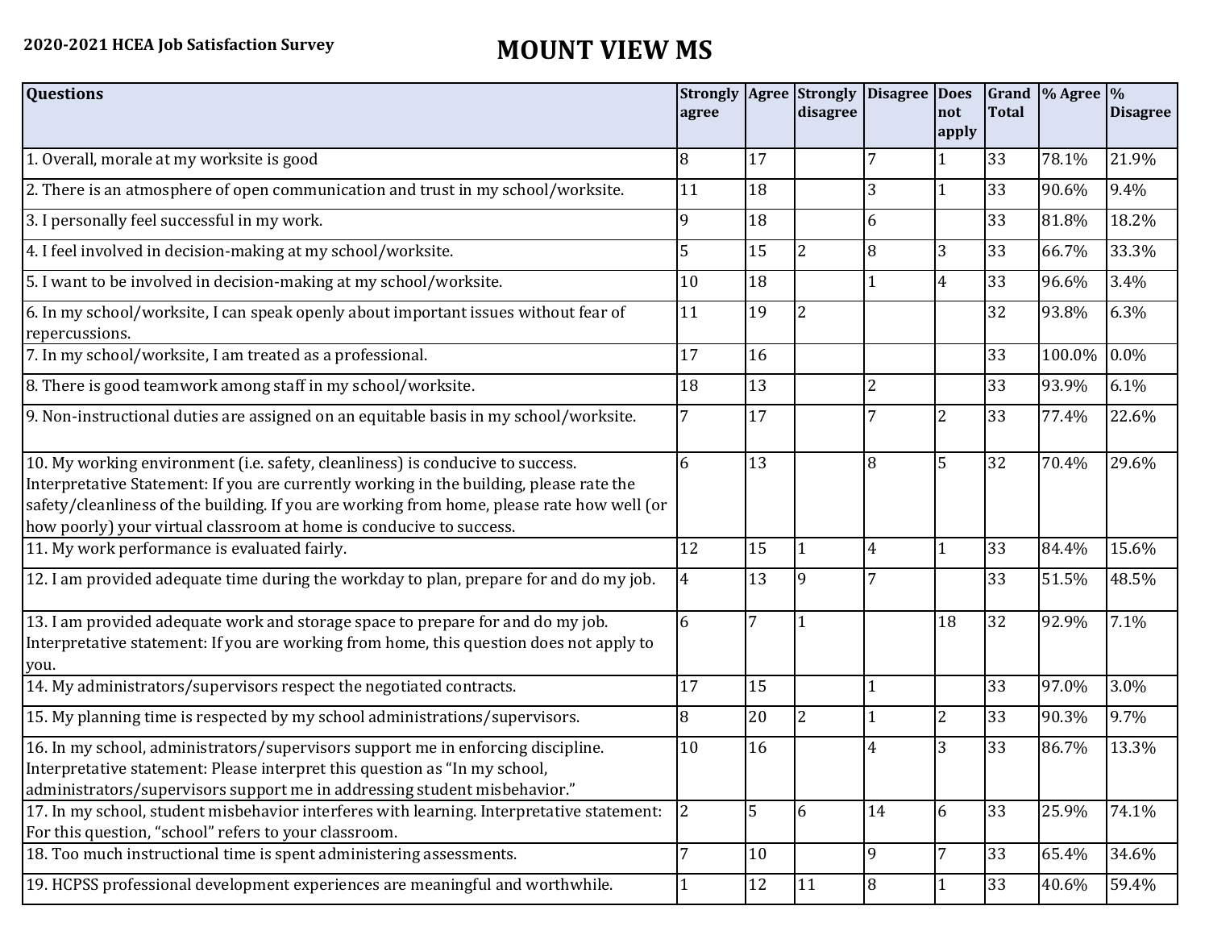**2020-2021 HCEA Job Satisfaction Survey**

# MOUNT VIEW MS

| Questions | Strongly agree | Agree | Strongly disagree | Disagree | Does not apply | Grand Total | % Agree | % Disagree |
|---|---|---|---|---|---|---|---|---|
| 1. Overall, morale at my worksite is good | 8 | 17 | | 7 | 1 | 33 | 78.1% | 21.9% |
| 2. There is an atmosphere of open communication and trust in my school/worksite. | 11 | 18 | | 3 | 1 | 33 | 90.6% | 9.4% |
| 3. I personally feel successful in my work. | 9 | 18 | | 6 | | 33 | 81.8% | 18.2% |
| 4. I feel involved in decision-making at my school/worksite. | 5 | 15 | 2 | 8 | 3 | 33 | 66.7% | 33.3% |
| 5. I want to be involved in decision-making at my school/worksite. | 10 | 18 | | 1 | 4 | 33 | 96.6% | 3.4% |
| 6. In my school/worksite, I can speak openly about important issues without fear of repercussions. | 11 | 19 | 2 | | | 32 | 93.8% | 6.3% |
| 7. In my school/worksite, I am treated as a professional. | 17 | 16 | | | | 33 | 100.0% | 0.0% |
| 8. There is good teamwork among staff in my school/worksite. | 18 | 13 | | 2 | | 33 | 93.9% | 6.1% |
| 9. Non-instructional duties are assigned on an equitable basis in my school/worksite. | 7 | 17 | | 7 | 2 | 33 | 77.4% | 22.6% |
| 10. My working environment (i.e. safety, cleanliness) is conducive to success. Interpretative Statement: If you are currently working in the building, please rate the safety/cleanliness of the building. If you are working from home, please rate how well (or how poorly) your virtual classroom at home is conducive to success. | 6 | 13 | | 8 | 5 | 32 | 70.4% | 29.6% |
| 11. My work performance is evaluated fairly. | 12 | 15 | 1 | 4 | 1 | 33 | 84.4% | 15.6% |
| 12. I am provided adequate time during the workday to plan, prepare for and do my job. | 4 | 13 | 9 | 7 | | 33 | 51.5% | 48.5% |
| 13. I am provided adequate work and storage space to prepare for and do my job. Interpretative statement: If you are working from home, this question does not apply to you. | 6 | 7 | 1 | | 18 | 32 | 92.9% | 7.1% |
| 14. My administrators/supervisors respect the negotiated contracts. | 17 | 15 | | 1 | | 33 | 97.0% | 3.0% |
| 15. My planning time is respected by my school administrations/supervisors. | 8 | 20 | 2 | 1 | 2 | 33 | 90.3% | 9.7% |
| 16. In my school, administrators/supervisors support me in enforcing discipline. Interpretative statement: Please interpret this question as "In my school, administrators/supervisors support me in addressing student misbehavior." | 10 | 16 | | 4 | 3 | 33 | 86.7% | 13.3% |
| 17. In my school, student misbehavior interferes with learning. Interpretative statement: For this question, "school" refers to your classroom. | 2 | 5 | 6 | 14 | 6 | 33 | 25.9% | 74.1% |
| 18. Too much instructional time is spent administering assessments. | 7 | 10 | | 9 | 7 | 33 | 65.4% | 34.6% |
| 19. HCPSS professional development experiences are meaningful and worthwhile. | 1 | 12 | 11 | 8 | 1 | 33 | 40.6% | 59.4% |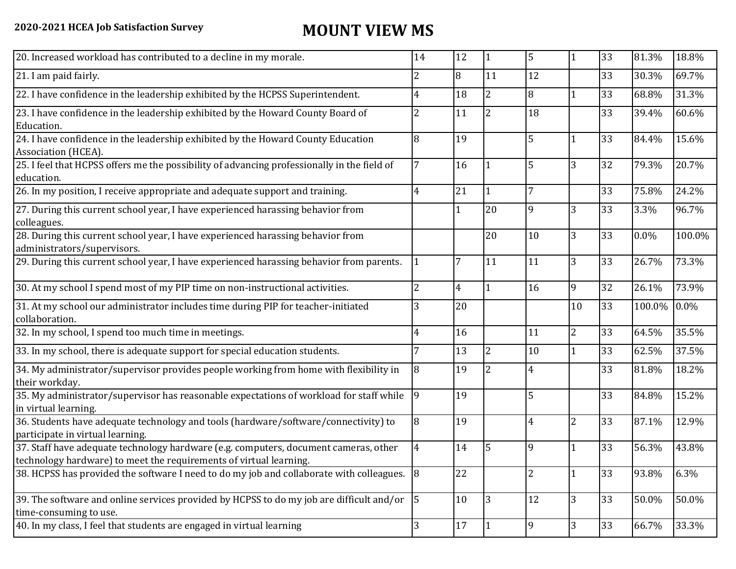**2020-2021 HCEA Job Satisfaction Survey**

# MOUNT VIEW MS

| | | | | | | | | |
|---|---|---|---|---|---|---|---|---|
| 20. Increased workload has contributed to a decline in my morale. | 14 | 12 | 1 | 5 | 1 | 33 | 81.3% | 18.8% |
| 21. I am paid fairly. | 2 | 8 | 11 | 12 | | 33 | 30.3% | 69.7% |
| 22. I have confidence in the leadership exhibited by the HCPSS Superintendent. | 4 | 18 | 2 | 8 | 1 | 33 | 68.8% | 31.3% |
| 23. I have confidence in the leadership exhibited by the Howard County Board of Education. | 2 | 11 | 2 | 18 | | 33 | 39.4% | 60.6% |
| 24. I have confidence in the leadership exhibited by the Howard County Education Association (HCEA). | 8 | 19 | | 5 | 1 | 33 | 84.4% | 15.6% |
| 25. I feel that HCPSS offers me the possibility of advancing professionally in the field of education. | 7 | 16 | 1 | 5 | 3 | 32 | 79.3% | 20.7% |
| 26. In my position, I receive appropriate and adequate support and training. | 4 | 21 | 1 | 7 | | 33 | 75.8% | 24.2% |
| 27. During this current school year, I have experienced harassing behavior from colleagues. | | 1 | 20 | 9 | 3 | 33 | 3.3% | 96.7% |
| 28. During this current school year, I have experienced harassing behavior from administrators/supervisors. | | | 20 | 10 | 3 | 33 | 0.0% | 100.0% |
| 29. During this current school year, I have experienced harassing behavior from parents. | 1 | 7 | 11 | 11 | 3 | 33 | 26.7% | 73.3% |
| 30. At my school I spend most of my PIP time on non-instructional activities. | 2 | 4 | 1 | 16 | 9 | 32 | 26.1% | 73.9% |
| 31. At my school our administrator includes time during PIP for teacher-initiated collaboration. | 3 | 20 | | | 10 | 33 | 100.0% | 0.0% |
| 32. In my school, I spend too much time in meetings. | 4 | 16 | | 11 | 2 | 33 | 64.5% | 35.5% |
| 33. In my school, there is adequate support for special education students. | 7 | 13 | 2 | 10 | 1 | 33 | 62.5% | 37.5% |
| 34. My administrator/supervisor provides people working from home with flexibility in their workday. | 8 | 19 | 2 | 4 | | 33 | 81.8% | 18.2% |
| 35. My administrator/supervisor has reasonable expectations of workload for staff while in virtual learning. | 9 | 19 | | 5 | | 33 | 84.8% | 15.2% |
| 36. Students have adequate technology and tools (hardware/software/connectivity) to participate in virtual learning. | 8 | 19 | | 4 | 2 | 33 | 87.1% | 12.9% |
| 37. Staff have adequate technology hardware (e.g. computers, document cameras, other technology hardware) to meet the requirements of virtual learning. | 4 | 14 | 5 | 9 | 1 | 33 | 56.3% | 43.8% |
| 38. HCPSS has provided the software I need to do my job and collaborate with colleagues. | 8 | 22 | | 2 | 1 | 33 | 93.8% | 6.3% |
| 39. The software and online services provided by HCPSS to do my job are difficult and/or time-consuming to use. | 5 | 10 | 3 | 12 | 3 | 33 | 50.0% | 50.0% |
| 40. In my class, I feel that students are engaged in virtual learning | 3 | 17 | 1 | 9 | 3 | 33 | 66.7% | 33.3% |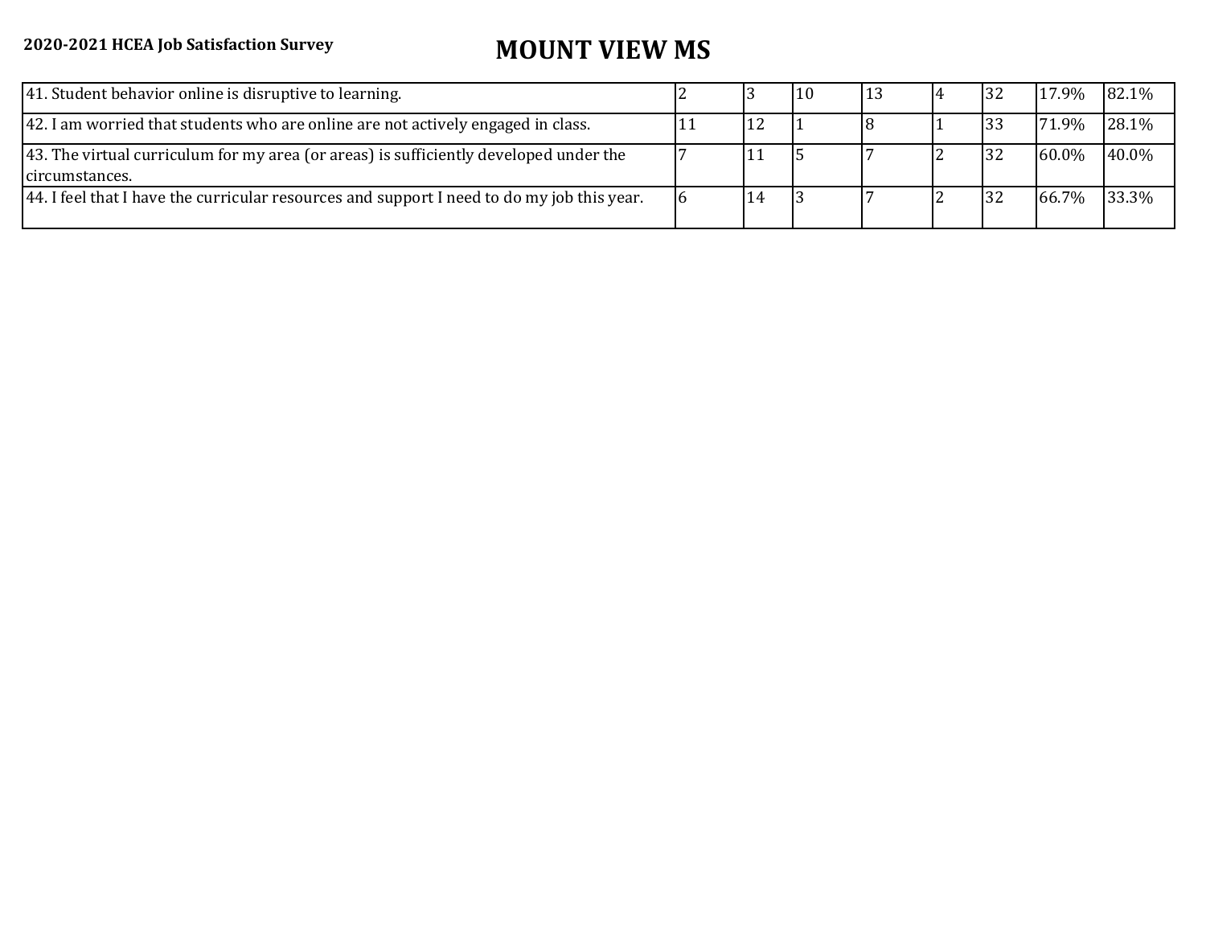2020-2021 HCEA Job Satisfaction Survey

# MOUNT VIEW MS

| | | | | | | | | |
|---|---|---|---|---|---|---|---|---|
| 41. Student behavior online is disruptive to learning. | 2 | 3 | 10 | 13 | 4 | 32 | 17.9% | 82.1% |
| 42. I am worried that students who are online are not actively engaged in class. | 11 | 12 | 1 | 8 | 1 | 33 | 71.9% | 28.1% |
| 43. The virtual curriculum for my area (or areas) is sufficiently developed under the circumstances. | 7 | 11 | 5 | 7 | 2 | 32 | 60.0% | 40.0% |
| 44. I feel that I have the curricular resources and support I need to do my job this year. | 6 | 14 | 3 | 7 | 2 | 32 | 66.7% | 33.3% |